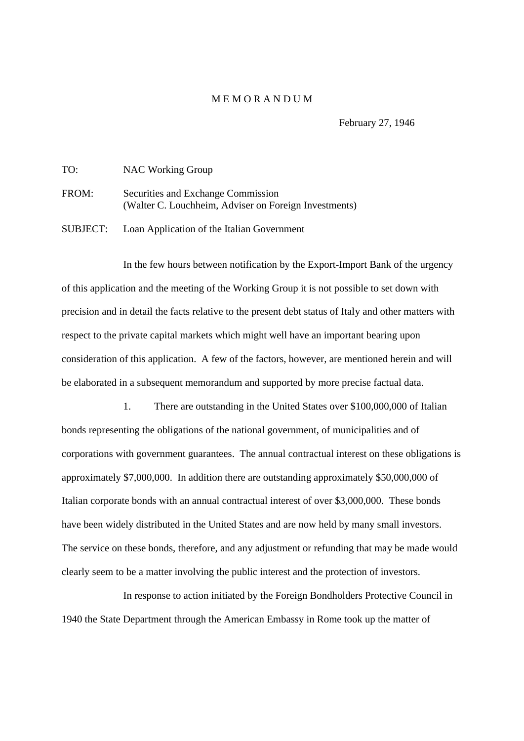# MEMORANDUM

February 27, 1946

TO: NAC Working Group

FROM: Securities and Exchange Commission
(Walter C. Louchheim, Adviser on Foreign Investments)

SUBJECT: Loan Application of the Italian Government

In the few hours between notification by the Export-Import Bank of the urgency of this application and the meeting of the Working Group it is not possible to set down with precision and in detail the facts relative to the present debt status of Italy and other matters with respect to the private capital markets which might well have an important bearing upon consideration of this application. A few of the factors, however, are mentioned herein and will be elaborated in a subsequent memorandum and supported by more precise factual data.

1. There are outstanding in the United States over $100,000,000 of Italian bonds representing the obligations of the national government, of municipalities and of corporations with government guarantees. The annual contractual interest on these obligations is approximately $7,000,000. In addition there are outstanding approximately $50,000,000 of Italian corporate bonds with an annual contractual interest of over $3,000,000. These bonds have been widely distributed in the United States and are now held by many small investors. The service on these bonds, therefore, and any adjustment or refunding that may be made would clearly seem to be a matter involving the public interest and the protection of investors.

In response to action initiated by the Foreign Bondholders Protective Council in 1940 the State Department through the American Embassy in Rome took up the matter of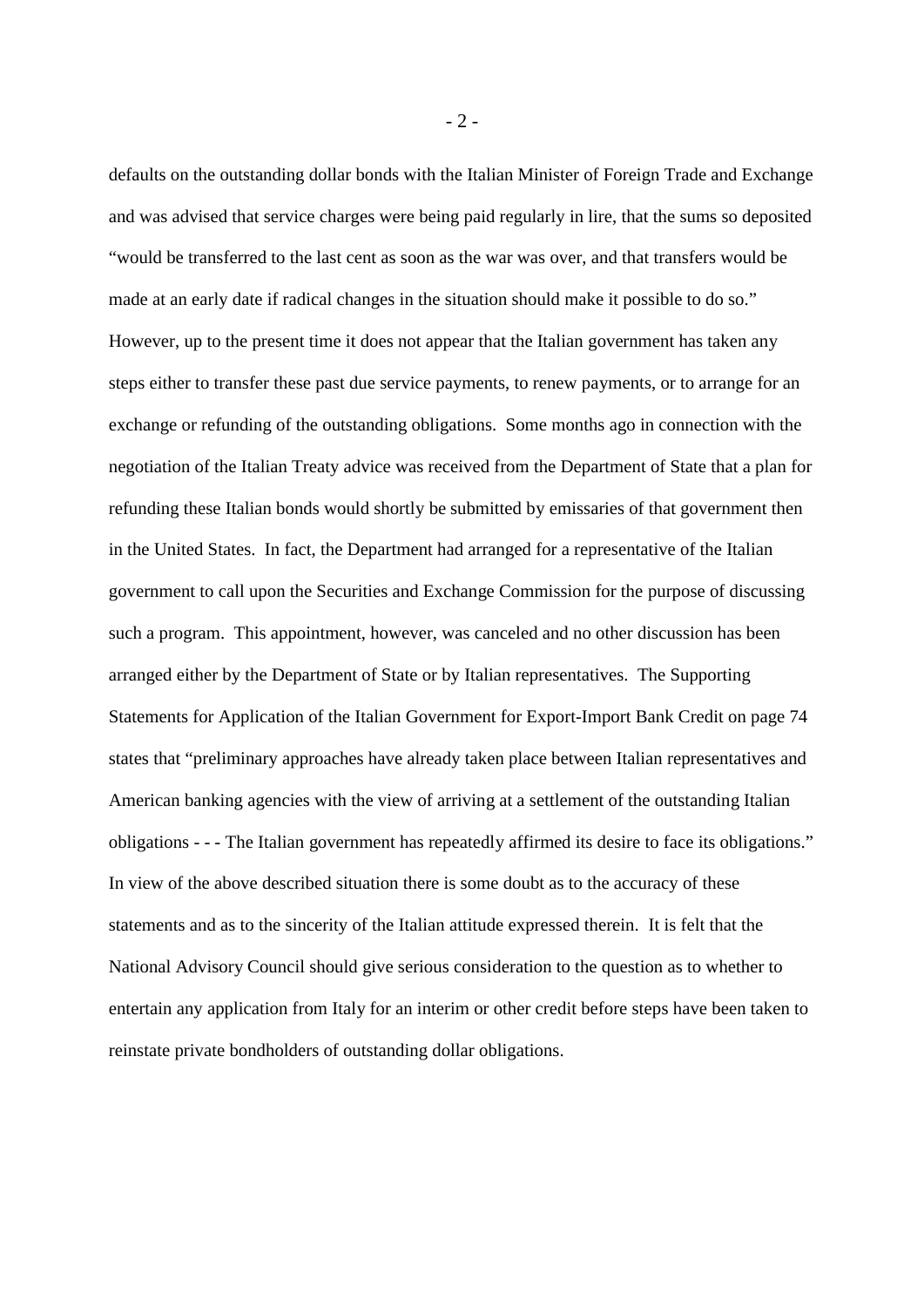defaults on the outstanding dollar bonds with the Italian Minister of Foreign Trade and Exchange and was advised that service charges were being paid regularly in lire, that the sums so deposited "would be transferred to the last cent as soon as the war was over, and that transfers would be made at an early date if radical changes in the situation should make it possible to do so." However, up to the present time it does not appear that the Italian government has taken any steps either to transfer these past due service payments, to renew payments, or to arrange for an exchange or refunding of the outstanding obligations. Some months ago in connection with the negotiation of the Italian Treaty advice was received from the Department of State that a plan for refunding these Italian bonds would shortly be submitted by emissaries of that government then in the United States. In fact, the Department had arranged for a representative of the Italian government to call upon the Securities and Exchange Commission for the purpose of discussing such a program. This appointment, however, was canceled and no other discussion has been arranged either by the Department of State or by Italian representatives. The Supporting Statements for Application of the Italian Government for Export-Import Bank Credit on page 74 states that "preliminary approaches have already taken place between Italian representatives and American banking agencies with the view of arriving at a settlement of the outstanding Italian obligations - - - The Italian government has repeatedly affirmed its desire to face its obligations." In view of the above described situation there is some doubt as to the accuracy of these statements and as to the sincerity of the Italian attitude expressed therein. It is felt that the National Advisory Council should give serious consideration to the question as to whether to entertain any application from Italy for an interim or other credit before steps have been taken to reinstate private bondholders of outstanding dollar obligations.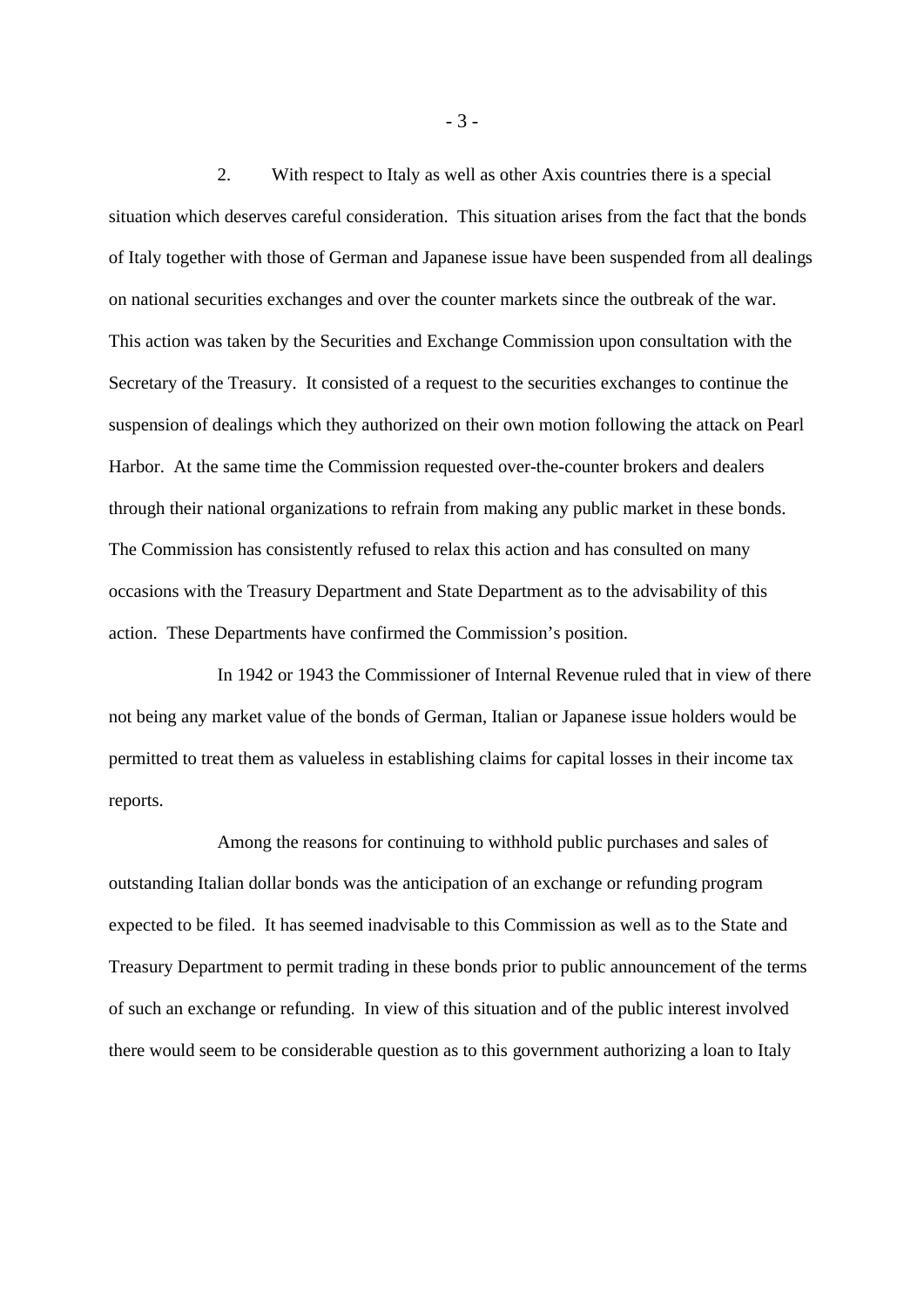2. With respect to Italy as well as other Axis countries there is a special situation which deserves careful consideration. This situation arises from the fact that the bonds of Italy together with those of German and Japanese issue have been suspended from all dealings on national securities exchanges and over the counter markets since the outbreak of the war. This action was taken by the Securities and Exchange Commission upon consultation with the Secretary of the Treasury. It consisted of a request to the securities exchanges to continue the suspension of dealings which they authorized on their own motion following the attack on Pearl Harbor. At the same time the Commission requested over-the-counter brokers and dealers through their national organizations to refrain from making any public market in these bonds. The Commission has consistently refused to relax this action and has consulted on many occasions with the Treasury Department and State Department as to the advisability of this action. These Departments have confirmed the Commission's position.

In 1942 or 1943 the Commissioner of Internal Revenue ruled that in view of there not being any market value of the bonds of German, Italian or Japanese issue holders would be permitted to treat them as valueless in establishing claims for capital losses in their income tax reports.

Among the reasons for continuing to withhold public purchases and sales of outstanding Italian dollar bonds was the anticipation of an exchange or refunding program expected to be filed. It has seemed inadvisable to this Commission as well as to the State and Treasury Department to permit trading in these bonds prior to public announcement of the terms of such an exchange or refunding. In view of this situation and of the public interest involved there would seem to be considerable question as to this government authorizing a loan to Italy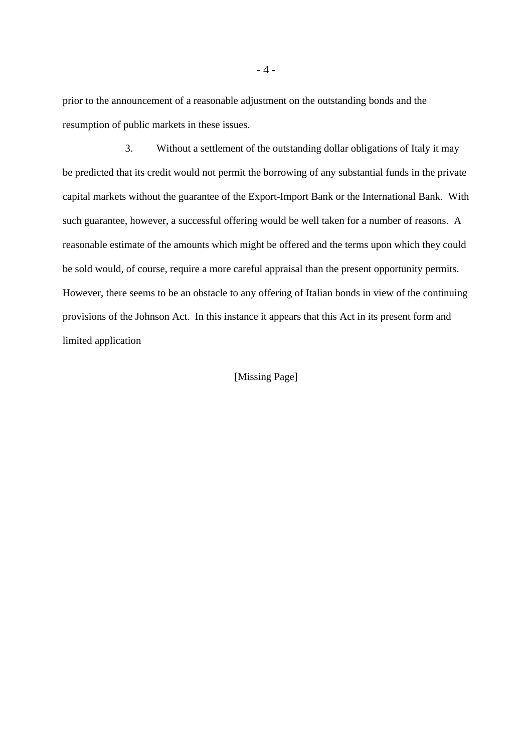prior to the announcement of a reasonable adjustment on the outstanding bonds and the resumption of public markets in these issues.

3. Without a settlement of the outstanding dollar obligations of Italy it may be predicted that its credit would not permit the borrowing of any substantial funds in the private capital markets without the guarantee of the Export-Import Bank or the International Bank. With such guarantee, however, a successful offering would be well taken for a number of reasons. A reasonable estimate of the amounts which might be offered and the terms upon which they could be sold would, of course, require a more careful appraisal than the present opportunity permits. However, there seems to be an obstacle to any offering of Italian bonds in view of the continuing provisions of the Johnson Act. In this instance it appears that this Act in its present form and limited application

[Missing Page]